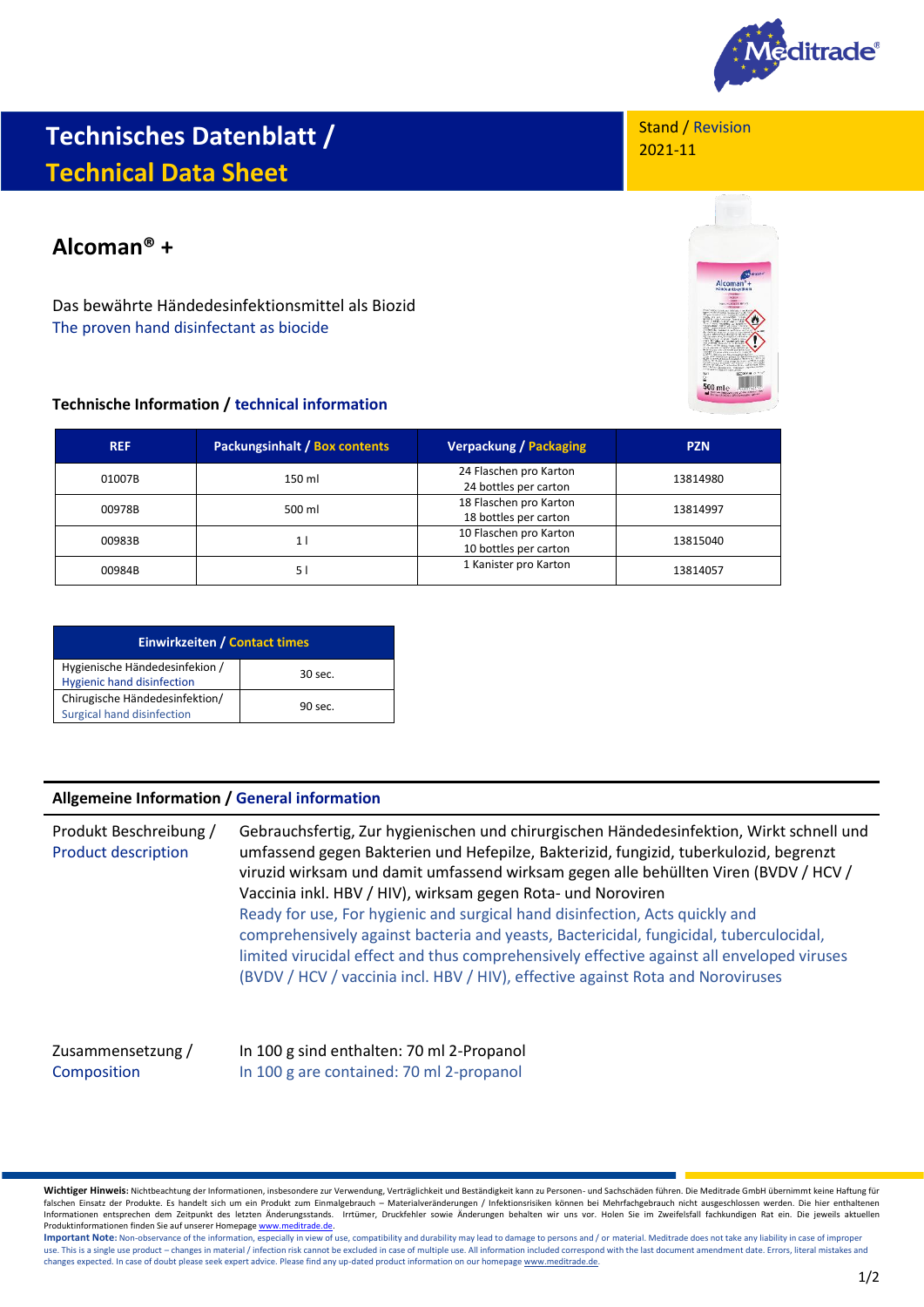# Technisches Datenblatt / Technical Data Sheet

Stand / Revision
2021-11

## Alcoman® +

Das bewährte Händedesinfektionsmittel als Biozid
The proven hand disinfectant as biocide

### Technische Information / technical information

| REF | Packungsinhalt / Box contents | Verpackung / Packaging | PZN |
|---|---|---|---|
| 01007B | 150 ml | 24 Flaschen pro Karton<br>24 bottles per carton | 13814980 |
| 00978B | 500 ml | 18 Flaschen pro Karton<br>18 bottles per carton | 13814997 |
| 00983B | 1 l | 10 Flaschen pro Karton<br>10 bottles per carton | 13815040 |
| 00984B | 5 l | 1 Kanister pro Karton | 13814057 |

| Einwirkzeiten / Contact times | |
|---|---|
| Hygienische Händedesinfekion / Hygienic hand disinfection | 30 sec. |
| Chirugische Händedesinfektion/ Surgical hand disinfection | 90 sec. |

### Allgemeine Information / General information

**Produkt Beschreibung / Product description**

Gebrauchsfertig, Zur hygienischen und chirurgischen Händedesinfektion, Wirkt schnell und umfassend gegen Bakterien und Hefepilze, Bakterizid, fungizid, tuberkulozid, begrenzt viruzid wirksam und damit umfassend wirksam gegen alle behüllten Viren (BVDV / HCV / Vaccinia inkl. HBV / HIV), wirksam gegen Rota- und Noroviren
Ready for use, For hygienic and surgical hand disinfection, Acts quickly and comprehensively against bacteria and yeasts, Bactericidal, fungicidal, tuberculocidal, limited virucidal effect and thus comprehensively effective against all enveloped viruses (BVDV / HCV / vaccinia incl. HBV / HIV), effective against Rota and Noroviruses

**Zusammensetzung / Composition**

In 100 g sind enthalten: 70 ml 2-Propanol
In 100 g are contained: 70 ml 2-propanol

**Wichtiger Hinweis:** Nichtbeachtung der Informationen, insbesondere zur Verwendung, Verträglichkeit und Beständigkeit kann zu Personen- und Sachschäden führen. Die Meditrade GmbH übernimmt keine Haftung für falschen Einsatz der Produkte. Es handelt sich um ein Produkt zum Einmalgebrauch – Materialveränderungen / Infektionsrisiken können bei Mehrfachgebrauch nicht ausgeschlossen werden. Die hier enthaltenen Informationen entsprechen dem Zeitpunkt des letzten Änderungsstands. Irrtümer, Druckfehler sowie Änderungen behalten wir uns vor. Holen Sie im Zweifelsfall fachkundigen Rat ein. Die jeweils aktuellen Produktinformationen finden Sie auf unserer Homepage www.meditrade.de.

**Important Note:** Non-observance of the information, especially in view of use, compatibility and durability may lead to damage to persons and / or material. Meditrade does not take any liability in case of improper use. This is a single use product – changes in material / infection risk cannot be excluded in case of multiple use. All information included correspond with the last document amendment date. Errors, literal mistakes and changes expected. In case of doubt please seek expert advice. Please find any up-dated product information on our homepage www.meditrade.de.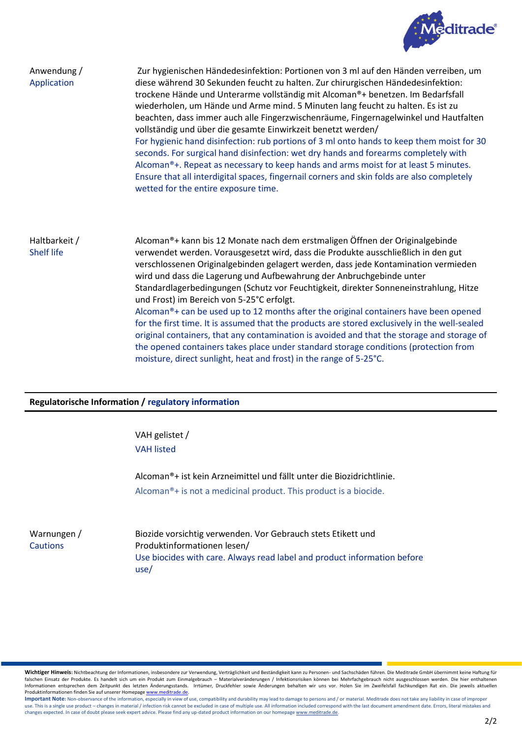| | |
|---|---|
| Anwendung / Application | Zur hygienischen Händedesinfektion: Portionen von 3 ml auf den Händen verreiben, um diese während 30 Sekunden feucht zu halten. Zur chirurgischen Händedesinfektion: trockene Hände und Unterarme vollständig mit Alcoman®+ benetzen. Im Bedarfsfall wiederholen, um Hände und Arme mind. 5 Minuten lang feucht zu halten. Es ist zu beachten, dass immer auch alle Fingerzwischenräume, Fingernagelwinkel und Hautfalten vollständig und über die gesamte Einwirkzeit benetzt werden/ For hygienic hand disinfection: rub portions of 3 ml onto hands to keep them moist for 30 seconds. For surgical hand disinfection: wet dry hands and forearms completely with Alcoman®+. Repeat as necessary to keep hands and arms moist for at least 5 minutes. Ensure that all interdigital spaces, fingernail corners and skin folds are also completely wetted for the entire exposure time. |
| Haltbarkeit / Shelf life | Alcoman®+ kann bis 12 Monate nach dem erstmaligen Öffnen der Originalgebinde verwendet werden. Vorausgesetzt wird, dass die Produkte ausschließlich in den gut verschlossenen Originalgebinden gelagert werden, dass jede Kontamination vermieden wird und dass die Lagerung und Aufbewahrung der Anbruchgebinde unter Standardlagerbedingungen (Schutz vor Feuchtigkeit, direkter Sonneneinstrahlung, Hitze und Frost) im Bereich von 5-25°C erfolgt. Alcoman®+ can be used up to 12 months after the original containers have been opened for the first time. It is assumed that the products are stored exclusively in the well-sealed original containers, that any contamination is avoided and that the storage and storage of the opened containers takes place under standard storage conditions (protection from moisture, direct sunlight, heat and frost) in the range of 5-25°C. |

## Regulatorische Information / regulatory information

VAH gelistet /
VAH listed

Alcoman®+ ist kein Arzneimittel und fällt unter die Biozidrichtlinie.
Alcoman®+ is not a medicinal product. This product is a biocide.

| | |
|---|---|
| Warnungen / Cautions | Biozide vorsichtig verwenden. Vor Gebrauch stets Etikett und Produktinformationen lesen/ Use biocides with care. Always read label and product information before use/ |

**Wichtiger Hinweis:** Nichtbeachtung der Informationen, insbesondere zur Verwendung, Verträglichkeit und Beständigkeit kann zu Personen- und Sachschäden führen. Die Meditrade GmbH übernimmt keine Haftung für falschen Einsatz der Produkte. Es handelt sich um ein Produkt zum Einmalgebrauch – Materialveränderungen / Infektionsrisiken können bei Mehrfachgebrauch nicht ausgeschlossen werden. Die hier enthaltenen Informationen entsprechen dem Zeitpunkt des letzten Änderungsstands. Irrtümer, Druckfehler sowie Änderungen behalten wir uns vor. Holen Sie im Zweifelsfall fachkundigen Rat ein. Die jeweils aktuellen Produktinformationen finden Sie auf unserer Homepage www.meditrade.de.

**Important Note:** Non-observance of the information, especially in view of use, compatibility and durability may lead to damage to persons and / or material. Meditrade does not take any liability in case of improper use. This is a single use product – changes in material / infection risk cannot be excluded in case of multiple use. All information included correspond with the last document amendment date. Errors, literal mistakes and changes expected. In case of doubt please seek expert advice. Please find any up-dated product information on our homepage www.meditrade.de.